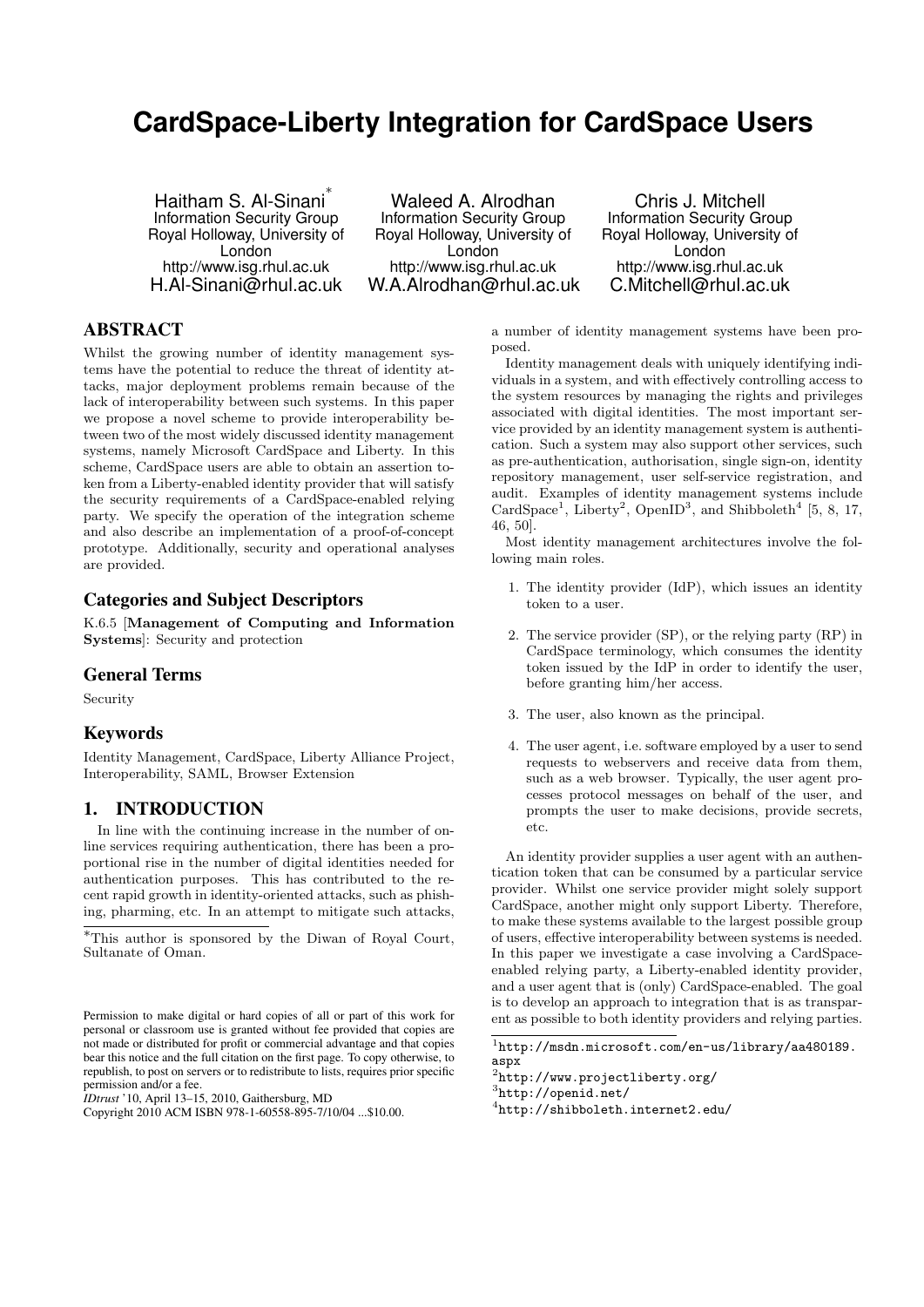# CardSpace-Liberty Integration for CardSpace Users

Haitham S. Al-Sinani[*]
Information Security Group
Royal Holloway, University of London
http://www.isg.rhul.ac.uk
H.Al-Sinani@rhul.ac.uk

Waleed A. Alrodhan
Information Security Group
Royal Holloway, University of London
http://www.isg.rhul.ac.uk
W.A.Alrodhan@rhul.ac.uk

Chris J. Mitchell
Information Security Group
Royal Holloway, University of London
http://www.isg.rhul.ac.uk
C.Mitchell@rhul.ac.uk

## ABSTRACT

Whilst the growing number of identity management systems have the potential to reduce the threat of identity attacks, major deployment problems remain because of the lack of interoperability between such systems. In this paper we propose a novel scheme to provide interoperability between two of the most widely discussed identity management systems, namely Microsoft CardSpace and Liberty. In this scheme, CardSpace users are able to obtain an assertion token from a Liberty-enabled identity provider that will satisfy the security requirements of a CardSpace-enabled relying party. We specify the operation of the integration scheme and also describe an implementation of a proof-of-concept prototype. Additionally, security and operational analyses are provided.

## Categories and Subject Descriptors

K.6.5 [**Management of Computing and Information Systems**]: Security and protection

## General Terms

Security

## Keywords

Identity Management, CardSpace, Liberty Alliance Project, Interoperability, SAML, Browser Extension

## 1. INTRODUCTION

In line with the continuing increase in the number of online services requiring authentication, there has been a proportional rise in the number of digital identities needed for authentication purposes. This has contributed to the recent rapid growth in identity-oriented attacks, such as phishing, pharming, etc. In an attempt to mitigate such attacks, a number of identity management systems have been proposed.

Identity management deals with uniquely identifying individuals in a system, and with effectively controlling access to the system resources by managing the rights and privileges associated with digital identities. The most important service provided by an identity management system is authentication. Such a system may also support other services, such as pre-authentication, authorisation, single sign-on, identity repository management, user self-service registration, and audit. Examples of identity management systems include CardSpace[1], Liberty[2], OpenID[3], and Shibboleth[4] [5, 8, 17, 46, 50].

Most identity management architectures involve the following main roles.

1. The identity provider (IdP), which issues an identity token to a user.
2. The service provider (SP), or the relying party (RP) in CardSpace terminology, which consumes the identity token issued by the IdP in order to identify the user, before granting him/her access.
3. The user, also known as the principal.
4. The user agent, i.e. software employed by a user to send requests to webservers and receive data from them, such as a web browser. Typically, the user agent processes protocol messages on behalf of the user, and prompts the user to make decisions, provide secrets, etc.

An identity provider supplies a user agent with an authentication token that can be consumed by a particular service provider. Whilst one service provider might solely support CardSpace, another might only support Liberty. Therefore, to make these systems available to the largest possible group of users, effective interoperability between systems is needed. In this paper we investigate a case involving a CardSpace-enabled relying party, a Liberty-enabled identity provider, and a user agent that is (only) CardSpace-enabled. The goal is to develop an approach to integration that is as transparent as possible to both identity providers and relying parties.

[*]This author is sponsored by the Diwan of Royal Court, Sultanate of Oman.

[1]http://msdn.microsoft.com/en-us/library/aa480189.aspx
[2]http://www.projectliberty.org/
[3]http://openid.net/
[4]http://shibboleth.internet2.edu/

Permission to make digital or hard copies of all or part of this work for personal or classroom use is granted without fee provided that copies are not made or distributed for profit or commercial advantage and that copies bear this notice and the full citation on the first page. To copy otherwise, to republish, to post on servers or to redistribute to lists, requires prior specific permission and/or a fee.
*IDtrust* '10, April 13–15, 2010, Gaithersburg, MD
Copyright 2010 ACM ISBN 978-1-60558-895-7/10/04 ...$10.00.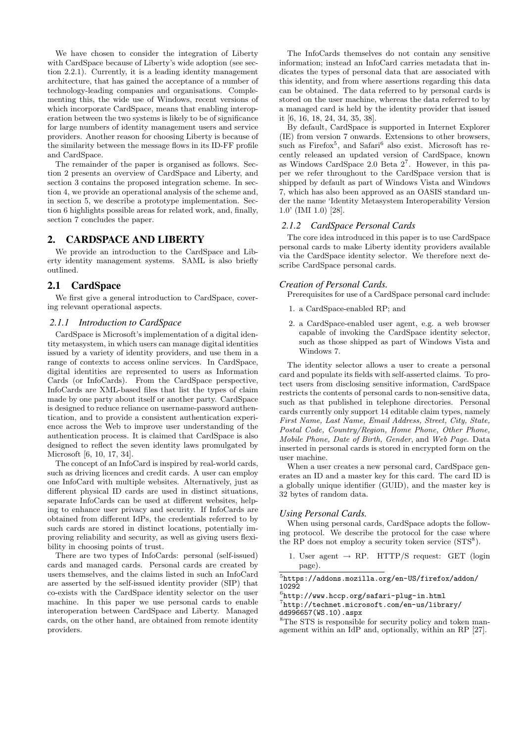We have chosen to consider the integration of Liberty with CardSpace because of Liberty's wide adoption (see section 2.2.1). Currently, it is a leading identity management architecture, that has gained the acceptance of a number of technology-leading companies and organisations. Complementing this, the wide use of Windows, recent versions of which incorporate CardSpace, means that enabling interoperation between the two systems is likely to be of significance for large numbers of identity management users and service providers. Another reason for choosing Liberty is because of the similarity between the message flows in its ID-FF profile and CardSpace.

The remainder of the paper is organised as follows. Section 2 presents an overview of CardSpace and Liberty, and section 3 contains the proposed integration scheme. In section 4, we provide an operational analysis of the scheme and, in section 5, we describe a prototype implementation. Section 6 highlights possible areas for related work, and, finally, section 7 concludes the paper.

## 2. CARDSPACE AND LIBERTY

We provide an introduction to the CardSpace and Liberty identity management systems. SAML is also briefly outlined.

### 2.1 CardSpace

We first give a general introduction to CardSpace, covering relevant operational aspects.

#### *2.1.1 Introduction to CardSpace*

CardSpace is Microsoft's implementation of a digital identity metasystem, in which users can manage digital identities issued by a variety of identity providers, and use them in a range of contexts to access online services. In CardSpace, digital identities are represented to users as Information Cards (or InfoCards). From the CardSpace perspective, InfoCards are XML-based files that list the types of claim made by one party about itself or another party. CardSpace is designed to reduce reliance on username-password authentication, and to provide a consistent authentication experience across the Web to improve user understanding of the authentication process. It is claimed that CardSpace is also designed to reflect the seven identity laws promulgated by Microsoft [6, 10, 17, 34].

The concept of an InfoCard is inspired by real-world cards, such as driving licences and credit cards. A user can employ one InfoCard with multiple websites. Alternatively, just as different physical ID cards are used in distinct situations, separate InfoCards can be used at different websites, helping to enhance user privacy and security. If InfoCards are obtained from different IdPs, the credentials referred to by such cards are stored in distinct locations, potentially improving reliability and security, as well as giving users flexibility in choosing points of trust.

There are two types of InfoCards: personal (self-issued) cards and managed cards. Personal cards are created by users themselves, and the claims listed in such an InfoCard are asserted by the self-issued identity provider (SIP) that co-exists with the CardSpace identity selector on the user machine. In this paper we use personal cards to enable interoperation between CardSpace and Liberty. Managed cards, on the other hand, are obtained from remote identity providers.

The InfoCards themselves do not contain any sensitive information; instead an InfoCard carries metadata that indicates the types of personal data that are associated with this identity, and from where assertions regarding this data can be obtained. The data referred to by personal cards is stored on the user machine, whereas the data referred to by a managed card is held by the identity provider that issued it [6, 16, 18, 24, 34, 35, 38].

By default, CardSpace is supported in Internet Explorer (IE) from version 7 onwards. Extensions to other browsers, such as Firefox[5], and Safari[6] also exist. Microsoft has recently released an updated version of CardSpace, known as Windows CardSpace 2.0 Beta 2[7]. However, in this paper we refer throughout to the CardSpace version that is shipped by default as part of Windows Vista and Windows 7, which has also been approved as an OASIS standard under the name 'Identity Metasystem Interoperability Version 1.0' (IMI 1.0) [28].

#### *2.1.2 CardSpace Personal Cards*

The core idea introduced in this paper is to use CardSpace personal cards to make Liberty identity providers available via the CardSpace identity selector. We therefore next describe CardSpace personal cards.

##### *Creation of Personal Cards.*

Prerequisites for use of a CardSpace personal card include:

1. a CardSpace-enabled RP; and
2. a CardSpace-enabled user agent, e.g. a web browser capable of invoking the CardSpace identity selector, such as those shipped as part of Windows Vista and Windows 7.

The identity selector allows a user to create a personal card and populate its fields with self-asserted claims. To protect users from disclosing sensitive information, CardSpace restricts the contents of personal cards to non-sensitive data, such as that published in telephone directories. Personal cards currently only support 14 editable claim types, namely *First Name, Last Name, Email Address, Street, City, State, Postal Code, Country/Region, Home Phone, Other Phone, Mobile Phone, Date of Birth, Gender*, and *Web Page*. Data inserted in personal cards is stored in encrypted form on the user machine.

When a user creates a new personal card, CardSpace generates an ID and a master key for this card. The card ID is a globally unique identifier (GUID), and the master key is 32 bytes of random data.

##### *Using Personal Cards.*

When using personal cards, CardSpace adopts the following protocol. We describe the protocol for the case where the RP does not employ a security token service (STS[8]).

1. User agent → RP. HTTP/S request: GET (login page).

[5] `https://addons.mozilla.org/en-US/firefox/addon/10292`

[6] `http://www.hccp.org/safari-plug-in.html`

[7] `http://technet.microsoft.com/en-us/library/dd996657(WS.10).aspx`

[8] The STS is responsible for security policy and token management within an IdP and, optionally, within an RP [27].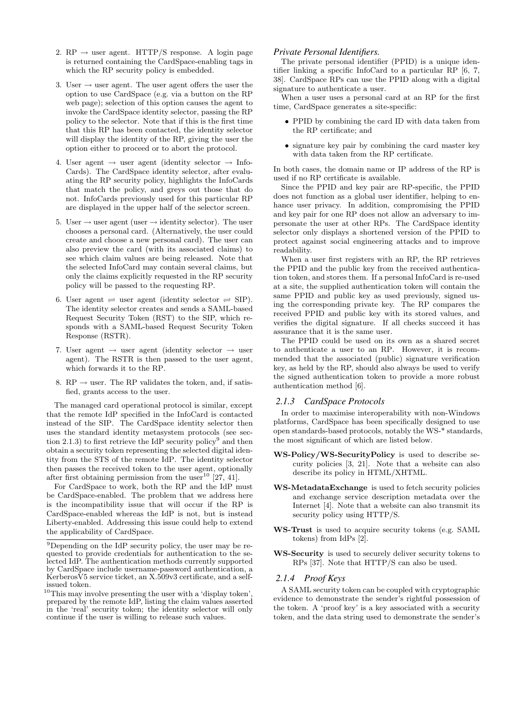2. RP → user agent. HTTP/S response. A login page is returned containing the CardSpace-enabling tags in which the RP security policy is embedded.

3. User → user agent. The user agent offers the user the option to use CardSpace (e.g. via a button on the RP web page); selection of this option causes the agent to invoke the CardSpace identity selector, passing the RP policy to the selector. Note that if this is the first time that this RP has been contacted, the identity selector will display the identity of the RP, giving the user the option either to proceed or to abort the protocol.

4. User agent → user agent (identity selector → InfoCards). The CardSpace identity selector, after evaluating the RP security policy, highlights the InfoCards that match the policy, and greys out those that do not. InfoCards previously used for this particular RP are displayed in the upper half of the selector screen.

5. User → user agent (user → identity selector). The user chooses a personal card. (Alternatively, the user could create and choose a new personal card). The user can also preview the card (with its associated claims) to see which claim values are being released. Note that the selected InfoCard may contain several claims, but only the claims explicitly requested in the RP security policy will be passed to the requesting RP.

6. User agent ⇌ user agent (identity selector ⇌ SIP). The identity selector creates and sends a SAML-based Request Security Token (RST) to the SIP, which responds with a SAML-based Request Security Token Response (RSTR).

7. User agent → user agent (identity selector → user agent). The RSTR is then passed to the user agent, which forwards it to the RP.

8. RP → user. The RP validates the token, and, if satisfied, grants access to the user.

The managed card operational protocol is similar, except that the remote IdP specified in the InfoCard is contacted instead of the SIP. The CardSpace identity selector then uses the standard identity metasystem protocols (see section 2.1.3) to first retrieve the IdP security policy[9] and then obtain a security token representing the selected digital identity from the STS of the remote IdP. The identity selector then passes the received token to the user agent, optionally after first obtaining permission from the user[10] [27, 41].

For CardSpace to work, both the RP and the IdP must be CardSpace-enabled. The problem that we address here is the incompatibility issue that will occur if the RP is CardSpace-enabled whereas the IdP is not, but is instead Liberty-enabled. Addressing this issue could help to extend the applicability of CardSpace.

[9]Depending on the IdP security policy, the user may be requested to provide credentials for authentication to the selected IdP. The authentication methods currently supported by CardSpace include username-password authentication, a KerberosV5 service ticket, an X.509v3 certificate, and a self-issued token.

[10]This may involve presenting the user with a 'display token', prepared by the remote IdP, listing the claim values asserted in the 'real' security token; the identity selector will only continue if the user is willing to release such values.

#### *Private Personal Identifiers.*

The private personal identifier (PPID) is a unique identifier linking a specific InfoCard to a particular RP [6, 7, 38]. CardSpace RPs can use the PPID along with a digital signature to authenticate a user.

When a user uses a personal card at an RP for the first time, CardSpace generates a site-specific:

- PPID by combining the card ID with data taken from the RP certificate; and
- signature key pair by combining the card master key with data taken from the RP certificate.

In both cases, the domain name or IP address of the RP is used if no RP certificate is available.

Since the PPID and key pair are RP-specific, the PPID does not function as a global user identifier, helping to enhance user privacy. In addition, compromising the PPID and key pair for one RP does not allow an adversary to impersonate the user at other RPs. The CardSpace identity selector only displays a shortened version of the PPID to protect against social engineering attacks and to improve readability.

When a user first registers with an RP, the RP retrieves the PPID and the public key from the received authentication token, and stores them. If a personal InfoCard is re-used at a site, the supplied authentication token will contain the same PPID and public key as used previously, signed using the corresponding private key. The RP compares the received PPID and public key with its stored values, and verifies the digital signature. If all checks succeed it has assurance that it is the same user.

The PPID could be used on its own as a shared secret to authenticate a user to an RP. However, it is recommended that the associated (public) signature verification key, as held by the RP, should also always be used to verify the signed authentication token to provide a more robust authentication method [6].

### *2.1.3 CardSpace Protocols*

In order to maximise interoperability with non-Windows platforms, CardSpace has been specifically designed to use open standards-based protocols, notably the WS-* standards, the most significant of which are listed below.

**WS-Policy/WS-SecurityPolicy** is used to describe security policies [3, 21]. Note that a website can also describe its policy in HTML/XHTML.

**WS-MetadataExchange** is used to fetch security policies and exchange service description metadata over the Internet [4]. Note that a website can also transmit its security policy using HTTP/S.

**WS-Trust** is used to acquire security tokens (e.g. SAML tokens) from IdPs [2].

**WS-Security** is used to securely deliver security tokens to RPs [37]. Note that HTTP/S can also be used.

### *2.1.4 Proof Keys*

A SAML security token can be coupled with cryptographic evidence to demonstrate the sender's rightful possession of the token. A 'proof key' is a key associated with a security token, and the data string used to demonstrate the sender's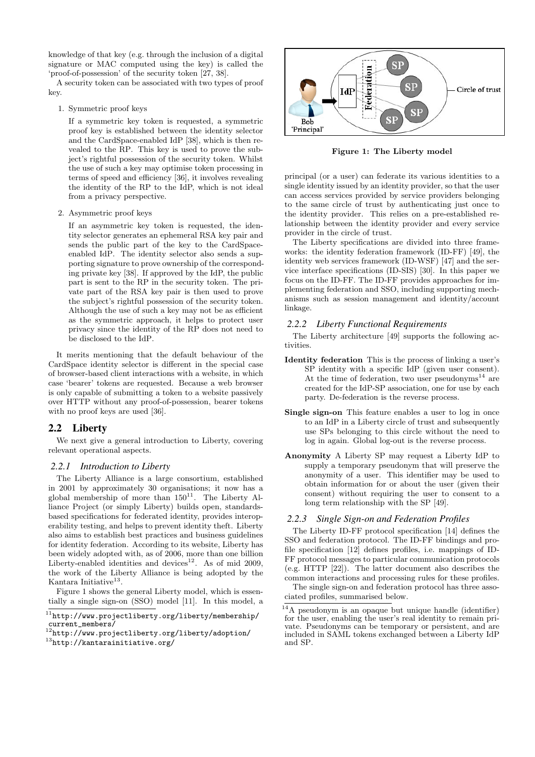knowledge of that key (e.g. through the inclusion of a digital signature or MAC computed using the key) is called the 'proof-of-possession' of the security token [27, 38].

A security token can be associated with two types of proof key.

1. Symmetric proof keys

   If a symmetric key token is requested, a symmetric proof key is established between the identity selector and the CardSpace-enabled IdP [38], which is then revealed to the RP. This key is used to prove the subject's rightful possession of the security token. Whilst the use of such a key may optimise token processing in terms of speed and efficiency [36], it involves revealing the identity of the RP to the IdP, which is not ideal from a privacy perspective.

2. Asymmetric proof keys

   If an asymmetric key token is requested, the identity selector generates an ephemeral RSA key pair and sends the public part of the key to the CardSpace-enabled IdP. The identity selector also sends a supporting signature to prove ownership of the corresponding private key [38]. If approved by the IdP, the public part is sent to the RP in the security token. The private part of the RSA key pair is then used to prove the subject's rightful possession of the security token. Although the use of such a key may not be as efficient as the symmetric approach, it helps to protect user privacy since the identity of the RP does not need to be disclosed to the IdP.

It merits mentioning that the default behaviour of the CardSpace identity selector is different in the special case of browser-based client interactions with a website, in which case 'bearer' tokens are requested. Because a web browser is only capable of submitting a token to a website passively over HTTP without any proof-of-possession, bearer tokens with no proof keys are used [36].

## 2.2 Liberty

We next give a general introduction to Liberty, covering relevant operational aspects.

### 2.2.1 Introduction to Liberty

The Liberty Alliance is a large consortium, established in 2001 by approximately 30 organisations; it now has a global membership of more than 150[11]. The Liberty Alliance Project (or simply Liberty) builds open, standards-based specifications for federated identity, provides interoperability testing, and helps to prevent identity theft. Liberty also aims to establish best practices and business guidelines for identity federation. According to its website, Liberty has been widely adopted with, as of 2006, more than one billion Liberty-enabled identities and devices[12]. As of mid 2009, the work of the Liberty Alliance is being adopted by the Kantara Initiative[13].

Figure 1 shows the general Liberty model, which is essentially a single sign-on (SSO) model [11]. In this model, a principal (or a user) can federate its various identities to a single identity issued by an identity provider, so that the user can access services provided by service providers belonging to the same circle of trust by authenticating just once to the identity provider. This relies on a pre-established relationship between the identity provider and every service provider in the circle of trust.

SP
SP
SP
SP
IdP
Federation
Circle of trust
Bob
'Principal'

**Figure 1: The Liberty model**

The Liberty specifications are divided into three frameworks: the identity federation framework (ID-FF) [49], the identity web services framework (ID-WSF) [47] and the service interface specifications (ID-SIS) [30]. In this paper we focus on the ID-FF. The ID-FF provides approaches for implementing federation and SSO, including supporting mechanisms such as session management and identity/account linkage.

### 2.2.2 Liberty Functional Requirements

The Liberty architecture [49] supports the following activities.

**Identity federation** This is the process of linking a user's SP identity with a specific IdP (given user consent). At the time of federation, two user pseudonyms[14] are created for the IdP-SP association, one for use by each party. De-federation is the reverse process.

**Single sign-on** This feature enables a user to log in once to an IdP in a Liberty circle of trust and subsequently use SPs belonging to this circle without the need to log in again. Global log-out is the reverse process.

**Anonymity** A Liberty SP may request a Liberty IdP to supply a temporary pseudonym that will preserve the anonymity of a user. This identifier may be used to obtain information for or about the user (given their consent) without requiring the user to consent to a long term relationship with the SP [49].

### 2.2.3 Single Sign-on and Federation Profiles

The Liberty ID-FF protocol specification [14] defines the SSO and federation protocol. The ID-FF bindings and profile specification [12] defines profiles, i.e. mappings of ID-FF protocol messages to particular communication protocols (e.g. HTTP [22]). The latter document also describes the common interactions and processing rules for these profiles.

The single sign-on and federation protocol has three associated profiles, summarised below.

[11] http://www.projectliberty.org/liberty/membership/current_members/

[12] http://www.projectliberty.org/liberty/adoption/

[13] http://kantarainitiative.org/

[14] A pseudonym is an opaque but unique handle (identifier) for the user, enabling the user's real identity to remain private. Pseudonyms can be temporary or persistent, and are included in SAML tokens exchanged between a Liberty IdP and SP.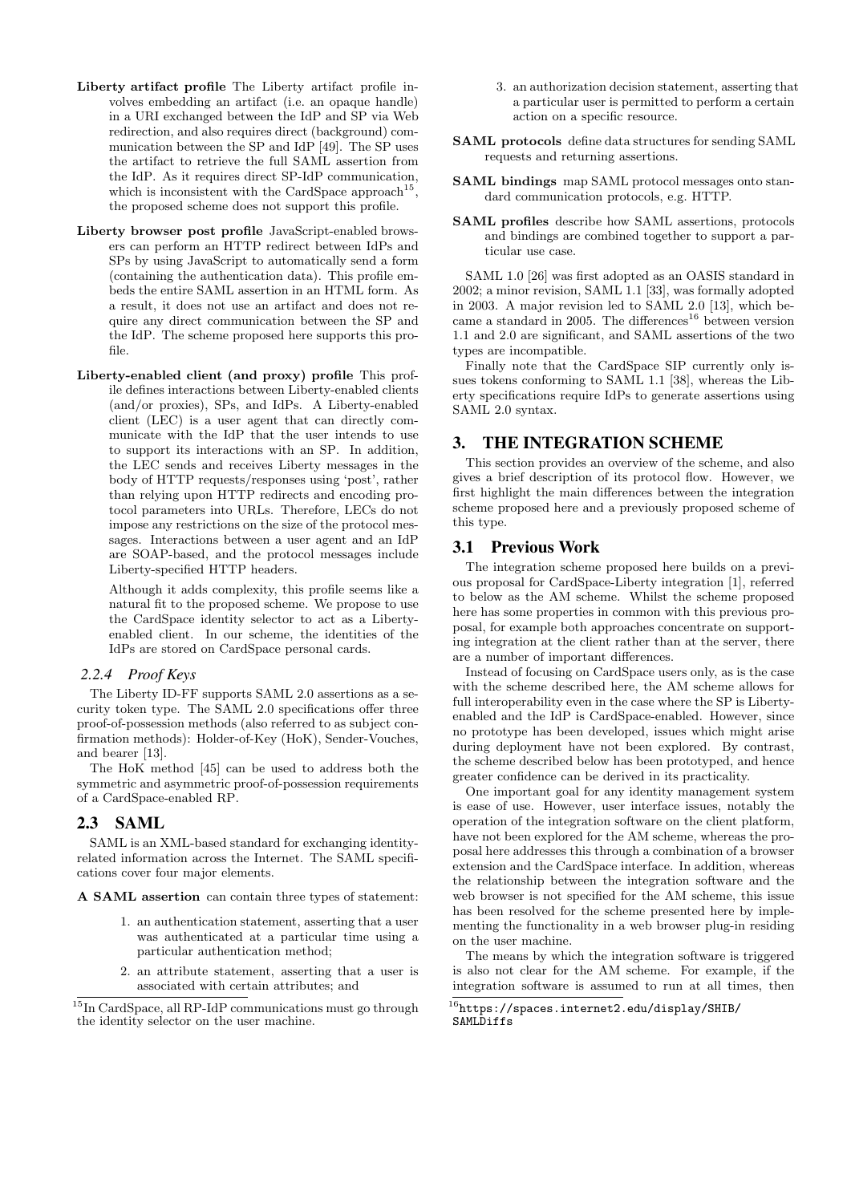**Liberty artifact profile** The Liberty artifact profile involves embedding an artifact (i.e. an opaque handle) in a URI exchanged between the IdP and SP via Web redirection, and also requires direct (background) communication between the SP and IdP [49]. The SP uses the artifact to retrieve the full SAML assertion from the IdP. As it requires direct SP-IdP communication, which is inconsistent with the CardSpace approach[15], the proposed scheme does not support this profile.

**Liberty browser post profile** JavaScript-enabled browsers can perform an HTTP redirect between IdPs and SPs by using JavaScript to automatically send a form (containing the authentication data). This profile embeds the entire SAML assertion in an HTML form. As a result, it does not use an artifact and does not require any direct communication between the SP and the IdP. The scheme proposed here supports this profile.

**Liberty-enabled client (and proxy) profile** This profile defines interactions between Liberty-enabled clients (and/or proxies), SPs, and IdPs. A Liberty-enabled client (LEC) is a user agent that can directly communicate with the IdP that the user intends to use to support its interactions with an SP. In addition, the LEC sends and receives Liberty messages in the body of HTTP requests/responses using 'post', rather than relying upon HTTP redirects and encoding protocol parameters into URLs. Therefore, LECs do not impose any restrictions on the size of the protocol messages. Interactions between a user agent and an IdP are SOAP-based, and the protocol messages include Liberty-specified HTTP headers.

Although it adds complexity, this profile seems like a natural fit to the proposed scheme. We propose to use the CardSpace identity selector to act as a Liberty-enabled client. In our scheme, the identities of the IdPs are stored on CardSpace personal cards.

### 2.2.4 Proof Keys

The Liberty ID-FF supports SAML 2.0 assertions as a security token type. The SAML 2.0 specifications offer three proof-of-possession methods (also referred to as subject confirmation methods): Holder-of-Key (HoK), Sender-Vouches, and bearer [13].

The HoK method [45] can be used to address both the symmetric and asymmetric proof-of-possession requirements of a CardSpace-enabled RP.

## 2.3 SAML

SAML is an XML-based standard for exchanging identity-related information across the Internet. The SAML specifications cover four major elements.

**A SAML assertion** can contain three types of statement:

1. an authentication statement, asserting that a user was authenticated at a particular time using a particular authentication method;
2. an attribute statement, asserting that a user is associated with certain attributes; and
3. an authorization decision statement, asserting that a particular user is permitted to perform a certain action on a specific resource.

**SAML protocols** define data structures for sending SAML requests and returning assertions.

**SAML bindings** map SAML protocol messages onto standard communication protocols, e.g. HTTP.

**SAML profiles** describe how SAML assertions, protocols and bindings are combined together to support a particular use case.

SAML 1.0 [26] was first adopted as an OASIS standard in 2002; a minor revision, SAML 1.1 [33], was formally adopted in 2003. A major revision led to SAML 2.0 [13], which became a standard in 2005. The differences[16] between version 1.1 and 2.0 are significant, and SAML assertions of the two types are incompatible.

Finally note that the CardSpace SIP currently only issues tokens conforming to SAML 1.1 [38], whereas the Liberty specifications require IdPs to generate assertions using SAML 2.0 syntax.

# 3. THE INTEGRATION SCHEME

This section provides an overview of the scheme, and also gives a brief description of its protocol flow. However, we first highlight the main differences between the integration scheme proposed here and a previously proposed scheme of this type.

## 3.1 Previous Work

The integration scheme proposed here builds on a previous proposal for CardSpace-Liberty integration [1], referred to below as the AM scheme. Whilst the scheme proposed here has some properties in common with this previous proposal, for example both approaches concentrate on supporting integration at the client rather than at the server, there are a number of important differences.

Instead of focusing on CardSpace users only, as is the case with the scheme described here, the AM scheme allows for full interoperability even in the case where the SP is Liberty-enabled and the IdP is CardSpace-enabled. However, since no prototype has been developed, issues which might arise during deployment have not been explored. By contrast, the scheme described below has been prototyped, and hence greater confidence can be derived in its practicality.

One important goal for any identity management system is ease of use. However, user interface issues, notably the operation of the integration software on the client platform, have not been explored for the AM scheme, whereas the proposal here addresses this through a combination of a browser extension and the CardSpace interface. In addition, whereas the relationship between the integration software and the web browser is not specified for the AM scheme, this issue has been resolved for the scheme presented here by implementing the functionality in a web browser plug-in residing on the user machine.

The means by which the integration software is triggered is also not clear for the AM scheme. For example, if the integration software is assumed to run at all times, then

[15] In CardSpace, all RP-IdP communications must go through the identity selector on the user machine.

[16] https://spaces.internet2.edu/display/SHIB/SAMLDiffs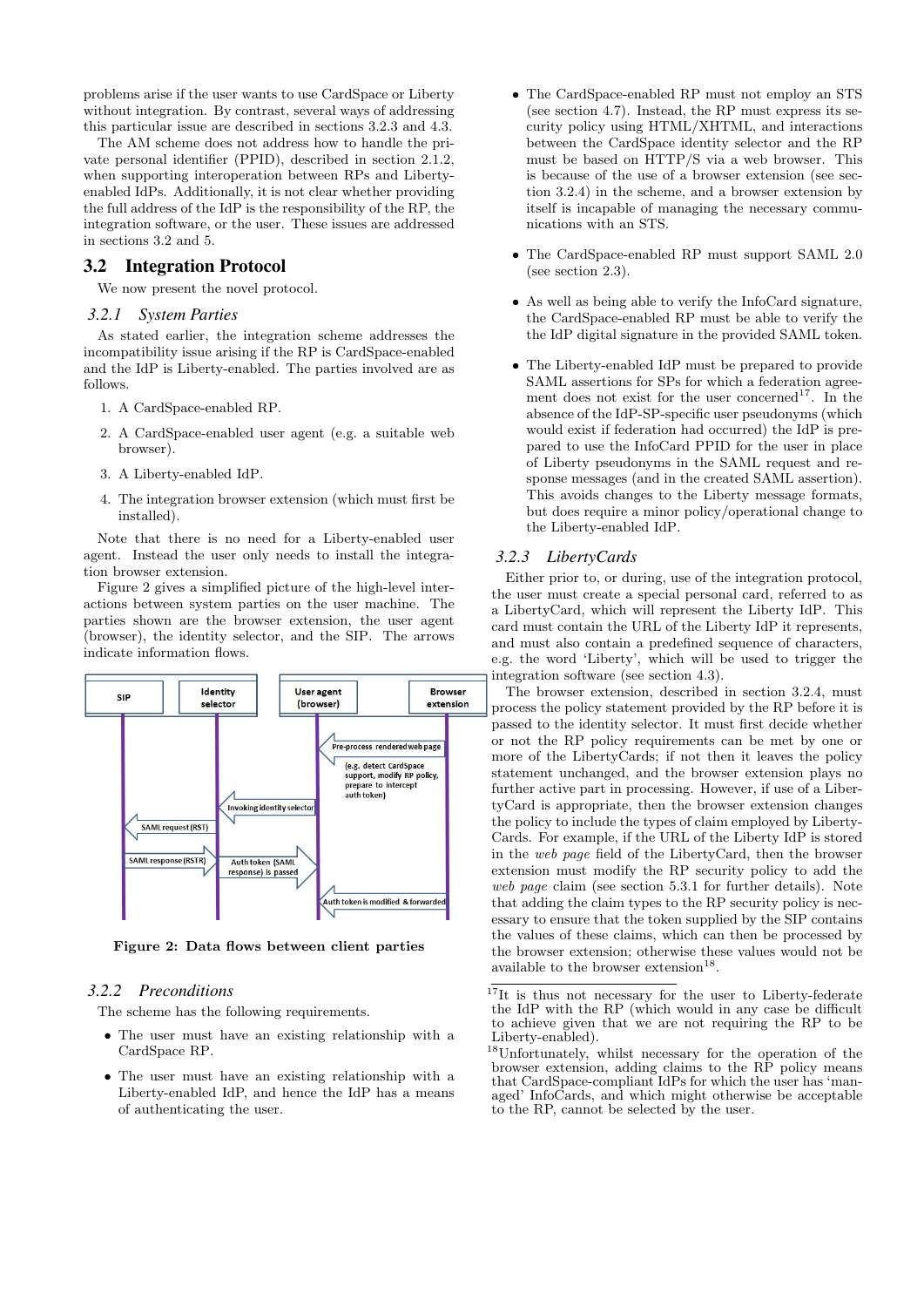problems arise if the user wants to use CardSpace or Liberty without integration. By contrast, several ways of addressing this particular issue are described in sections 3.2.3 and 4.3.

The AM scheme does not address how to handle the private personal identifier (PPID), described in section 2.1.2, when supporting interoperation between RPs and Liberty-enabled IdPs. Additionally, it is not clear whether providing the full address of the IdP is the responsibility of the RP, the integration software, or the user. These issues are addressed in sections 3.2 and 5.

## 3.2 Integration Protocol

We now present the novel protocol.

### 3.2.1 System Parties

As stated earlier, the integration scheme addresses the incompatibility issue arising if the RP is CardSpace-enabled and the IdP is Liberty-enabled. The parties involved are as follows.

1. A CardSpace-enabled RP.
2. A CardSpace-enabled user agent (e.g. a suitable web browser).
3. A Liberty-enabled IdP.
4. The integration browser extension (which must first be installed).

Note that there is no need for a Liberty-enabled user agent. Instead the user only needs to install the integration browser extension.

Figure 2 gives a simplified picture of the high-level interactions between system parties on the user machine. The parties shown are the browser extension, the user agent (browser), the identity selector, and the SIP. The arrows indicate information flows.

SIP
Identity selector
User agent (browser)
Browser extension
Pre-process rendered web page
(e.g. detect CardSpace support, modify RP policy, prepare to intercept auth token)
Invoking identity selector
SAML request (RST)
SAML response (RSTR)
Auth token (SAML response) is passed
Auth token is modified & forwarded

**Figure 2: Data flows between client parties**

### 3.2.2 Preconditions

The scheme has the following requirements.

- The user must have an existing relationship with a CardSpace RP.
- The user must have an existing relationship with a Liberty-enabled IdP, and hence the IdP has a means of authenticating the user.
- The CardSpace-enabled RP must not employ an STS (see section 4.7). Instead, the RP must express its security policy using HTML/XHTML, and interactions between the CardSpace identity selector and the RP must be based on HTTP/S via a web browser. This is because of the use of a browser extension (see section 3.2.4) in the scheme, and a browser extension by itself is incapable of managing the necessary communications with an STS.
- The CardSpace-enabled RP must support SAML 2.0 (see section 2.3).
- As well as being able to verify the InfoCard signature, the CardSpace-enabled RP must be able to verify the the IdP digital signature in the provided SAML token.
- The Liberty-enabled IdP must be prepared to provide SAML assertions for SPs for which a federation agreement does not exist for the user concerned[17]. In the absence of the IdP-SP-specific user pseudonyms (which would exist if federation had occurred) the IdP is prepared to use the InfoCard PPID for the user in place of Liberty pseudonyms in the SAML request and response messages (and in the created SAML assertion). This avoids changes to the Liberty message formats, but does require a minor policy/operational change to the Liberty-enabled IdP.

### 3.2.3 LibertyCards

Either prior to, or during, use of the integration protocol, the user must create a special personal card, referred to as a LibertyCard, which will represent the Liberty IdP. This card must contain the URL of the Liberty IdP it represents, and must also contain a predefined sequence of characters, e.g. the word 'Liberty', which will be used to trigger the integration software (see section 4.3).

The browser extension, described in section 3.2.4, must process the policy statement provided by the RP before it is passed to the identity selector. It must first decide whether or not the RP policy requirements can be met by one or more of the LibertyCards; if not then it leaves the policy statement unchanged, and the browser extension plays no further active part in processing. However, if use of a LibertyCard is appropriate, then the browser extension changes the policy to include the types of claim employed by LibertyCards. For example, if the URL of the Liberty IdP is stored in the *web page* field of the LibertyCard, then the browser extension must modify the RP security policy to add the *web page* claim (see section 5.3.1 for further details). Note that adding the claim types to the RP security policy is necessary to ensure that the token supplied by the SIP contains the values of these claims, which can then be processed by the browser extension; otherwise these values would not be available to the browser extension[18].

[17] It is thus not necessary for the user to Liberty-federate the IdP with the RP (which would in any case be difficult to achieve given that we are not requiring the RP to be Liberty-enabled).

[18] Unfortunately, whilst necessary for the operation of the browser extension, adding claims to the RP policy means that CardSpace-compliant IdPs for which the user has 'managed' InfoCards, and which might otherwise be acceptable to the RP, cannot be selected by the user.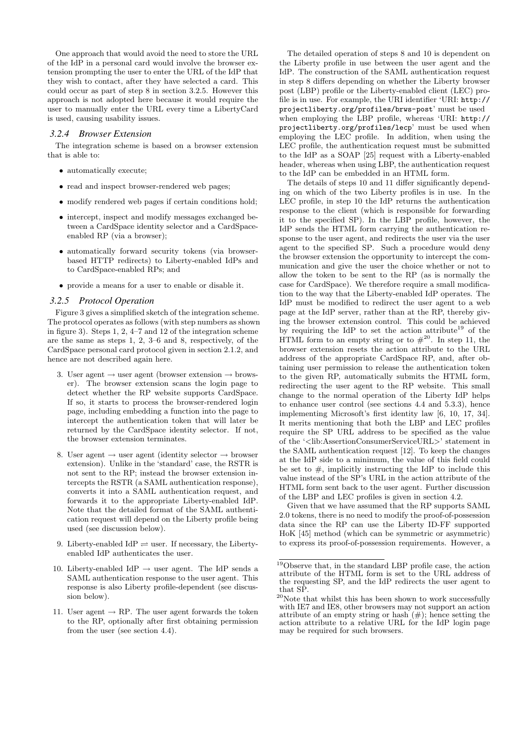One approach that would avoid the need to store the URL of the IdP in a personal card would involve the browser extension prompting the user to enter the URL of the IdP that they wish to contact, after they have selected a card. This could occur as part of step 8 in section 3.2.5. However this approach is not adopted here because it would require the user to manually enter the URL every time a LibertyCard is used, causing usability issues.

### *3.2.4 Browser Extension*

The integration scheme is based on a browser extension that is able to:

- automatically execute;
- read and inspect browser-rendered web pages;
- modify rendered web pages if certain conditions hold;
- intercept, inspect and modify messages exchanged between a CardSpace identity selector and a CardSpace-enabled RP (via a browser);
- automatically forward security tokens (via browser-based HTTP redirects) to Liberty-enabled IdPs and to CardSpace-enabled RPs; and
- provide a means for a user to enable or disable it.

### *3.2.5 Protocol Operation*

Figure 3 gives a simplified sketch of the integration scheme. The protocol operates as follows (with step numbers as shown in figure 3). Steps 1, 2, 4–7 and 12 of the integration scheme are the same as steps 1, 2, 3–6 and 8, respectively, of the CardSpace personal card protocol given in section 2.1.2, and hence are not described again here.

3. User agent → user agent (browser extension → browser). The browser extension scans the login page to detect whether the RP website supports CardSpace. If so, it starts to process the browser-rendered login page, including embedding a function into the page to intercept the authentication token that will later be returned by the CardSpace identity selector. If not, the browser extension terminates.

8. User agent → user agent (identity selector → browser extension). Unlike in the 'standard' case, the RSTR is not sent to the RP; instead the browser extension intercepts the RSTR (a SAML authentication response), converts it into a SAML authentication request, and forwards it to the appropriate Liberty-enabled IdP. Note that the detailed format of the SAML authentication request will depend on the Liberty profile being used (see discussion below).

9. Liberty-enabled IdP ⇌ user. If necessary, the Liberty-enabled IdP authenticates the user.

10. Liberty-enabled IdP → user agent. The IdP sends a SAML authentication response to the user agent. This response is also Liberty profile-dependent (see discussion below).

11. User agent → RP. The user agent forwards the token to the RP, optionally after first obtaining permission from the user (see section 4.4).

The detailed operation of steps 8 and 10 is dependent on the Liberty profile in use between the user agent and the IdP. The construction of the SAML authentication request in step 8 differs depending on whether the Liberty browser post (LBP) profile or the Liberty-enabled client (LEC) profile is in use. For example, the URI identifier 'URI: `http://projectliberty.org/profiles/brws-post`' must be used when employing the LBP profile, whereas 'URI: `http://projectliberty.org/profiles/lecp`' must be used when employing the LEC profile. In addition, when using the LEC profile, the authentication request must be submitted to the IdP as a SOAP [25] request with a Liberty-enabled header, whereas when using LBP, the authentication request to the IdP can be embedded in an HTML form.

The details of steps 10 and 11 differ significantly depending on which of the two Liberty profiles is in use. In the LEC profile, in step 10 the IdP returns the authentication response to the client (which is responsible for forwarding it to the specified SP). In the LBP profile, however, the IdP sends the HTML form carrying the authentication response to the user agent, and redirects the user via the user agent to the specified SP. Such a procedure would deny the browser extension the opportunity to intercept the communication and give the user the choice whether or not to allow the token to be sent to the RP (as is normally the case for CardSpace). We therefore require a small modification to the way that the Liberty-enabled IdP operates. The IdP must be modified to redirect the user agent to a web page at the IdP server, rather than at the RP, thereby giving the browser extension control. This could be achieved by requiring the IdP to set the action attribute[19] of the HTML form to an empty string or to #[20]. In step 11, the browser extension resets the action attribute to the URL address of the appropriate CardSpace RP, and, after obtaining user permission to release the authentication token to the given RP, automatically submits the HTML form, redirecting the user agent to the RP website. This small change to the normal operation of the Liberty IdP helps to enhance user control (see sections 4.4 and 5.3.3), hence implementing Microsoft's first identity law [6, 10, 17, 34]. It merits mentioning that both the LBP and LEC profiles require the SP URL address to be specified as the value of the '<lib:AssertionConsumerServiceURL>' statement in the SAML authentication request [12]. To keep the changes at the IdP side to a minimum, the value of this field could be set to #, implicitly instructing the IdP to include this value instead of the SP's URL in the action attribute of the HTML form sent back to the user agent. Further discussion of the LBP and LEC profiles is given in section 4.2.

Given that we have assumed that the RP supports SAML 2.0 tokens, there is no need to modify the proof-of-possession data since the RP can use the Liberty ID-FF supported HoK [45] method (which can be symmetric or asymmetric) to express its proof-of-possession requirements. However, a

[19] Observe that, in the standard LBP profile case, the action attribute of the HTML form is set to the URL address of the requesting SP, and the IdP redirects the user agent to that SP.

[20] Note that whilst this has been shown to work successfully with IE7 and IE8, other browsers may not support an action attribute of an empty string or hash (#); hence setting the action attribute to a relative URL for the IdP login page may be required for such browsers.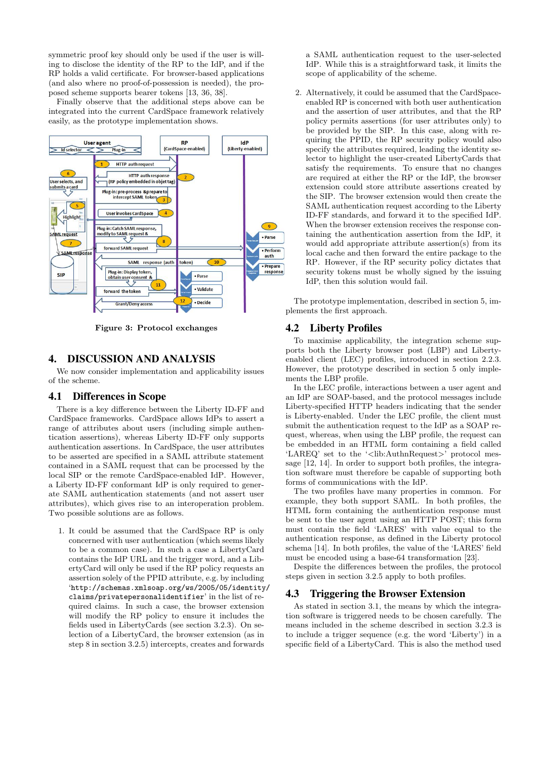symmetric proof key should only be used if the user is willing to disclose the identity of the RP to the IdP, and if the RP holds a valid certificate. For browser-based applications (and also where no proof-of-possession is needed), the proposed scheme supports bearer tokens [13, 36, 38].

Finally observe that the additional steps above can be integrated into the current CardSpace framework relatively easily, as the prototype implementation shows.

User agent
Id selector
Plug-in
RP (CardSpace-enabled)
IdP (Liberty-enabled)
1 HTTP auth request
2 HTTP auth response (RP policy embedded in object tag)
3 Plug-in: pre-process & prepare to intercept SAML token
4 User invokes CardSpace
6 User selects, and submits a card
5 Highlight
SAML request
8 Plug-in: Catch SAML response, modify to SAML request &
forward SAML request
9 • Parse • Perform auth • Prepare response
7 SAML response
SIP
10 SAML response (auth token)
11 Plug-in: Display token, obtain user consent &
forward the token
• Parse • Validate • Decide
12 Grant/Deny access

**Figure 3: Protocol exchanges**

## 4. DISCUSSION AND ANALYSIS

We now consider implementation and applicability issues of the scheme.

### 4.1 Differences in Scope

There is a key difference between the Liberty ID-FF and CardSpace frameworks. CardSpace allows IdPs to assert a range of attributes about users (including simple authentication assertions), whereas Liberty ID-FF only supports authentication assertions. In CardSpace, the user attributes to be asserted are specified in a SAML attribute statement contained in a SAML request that can be processed by the local SIP or the remote CardSpace-enabled IdP. However, a Liberty ID-FF conformant IdP is only required to generate SAML authentication statements (and not assert user attributes), which gives rise to an interoperation problem. Two possible solutions are as follows.

1. It could be assumed that the CardSpace RP is only concerned with user authentication (which seems likely to be a common case). In such a case a LibertyCard contains the IdP URL and the trigger word, and a LibertyCard will only be used if the RP policy requests an assertion solely of the PPID attribute, e.g. by including 'http://schemas.xmlsoap.org/ws/2005/05/identity/claims/privatepersonalidentifier' in the list of required claims. In such a case, the browser extension will modify the RP policy to ensure it includes the fields used in LibertyCards (see section 3.2.3). On selection of a LibertyCard, the browser extension (as in step 8 in section 3.2.5) intercepts, creates and forwards a SAML authentication request to the user-selected IdP. While this is a straightforward task, it limits the scope of applicability of the scheme.

2. Alternatively, it could be assumed that the CardSpace-enabled RP is concerned with both user authentication and the assertion of user attributes, and that the RP policy permits assertions (for user attributes only) to be provided by the SIP. In this case, along with requiring the PPID, the RP security policy would also specify the attributes required, leading the identity selector to highlight the user-created LibertyCards that satisfy the requirements. To ensure that no changes are required at either the RP or the IdP, the browser extension could store attribute assertions created by the SIP. The browser extension would then create the SAML authentication request according to the Liberty ID-FF standards, and forward it to the specified IdP. When the browser extension receives the response containing the authentication assertion from the IdP, it would add appropriate attribute assertion(s) from its local cache and then forward the entire package to the RP. However, if the RP security policy dictates that security tokens must be wholly signed by the issuing IdP, then this solution would fail.

The prototype implementation, described in section 5, implements the first approach.

### 4.2 Liberty Profiles

To maximise applicability, the integration scheme supports both the Liberty browser post (LBP) and Liberty-enabled client (LEC) profiles, introduced in section 2.2.3. However, the prototype described in section 5 only implements the LBP profile.

In the LEC profile, interactions between a user agent and an IdP are SOAP-based, and the protocol messages include Liberty-specified HTTP headers indicating that the sender is Liberty-enabled. Under the LEC profile, the client must submit the authentication request to the IdP as a SOAP request, whereas, when using the LBP profile, the request can be embedded in an HTML form containing a field called 'LAREQ' set to the '<lib:AuthnRequest>' protocol message [12, 14]. In order to support both profiles, the integration software must therefore be capable of supporting both forms of communications with the IdP.

The two profiles have many properties in common. For example, they both support SAML. In both profiles, the HTML form containing the authentication response must be sent to the user agent using an HTTP POST; this form must contain the field 'LARES' with value equal to the authentication response, as defined in the Liberty protocol schema [14]. In both profiles, the value of the 'LARES' field must be encoded using a base-64 transformation [23].

Despite the differences between the profiles, the protocol steps given in section 3.2.5 apply to both profiles.

### 4.3 Triggering the Browser Extension

As stated in section 3.1, the means by which the integration software is triggered needs to be chosen carefully. The means used in the scheme described in section 3.2.3 is to include a trigger sequence (e.g. the word 'Liberty') in a specific field of a LibertyCard. This is also the method used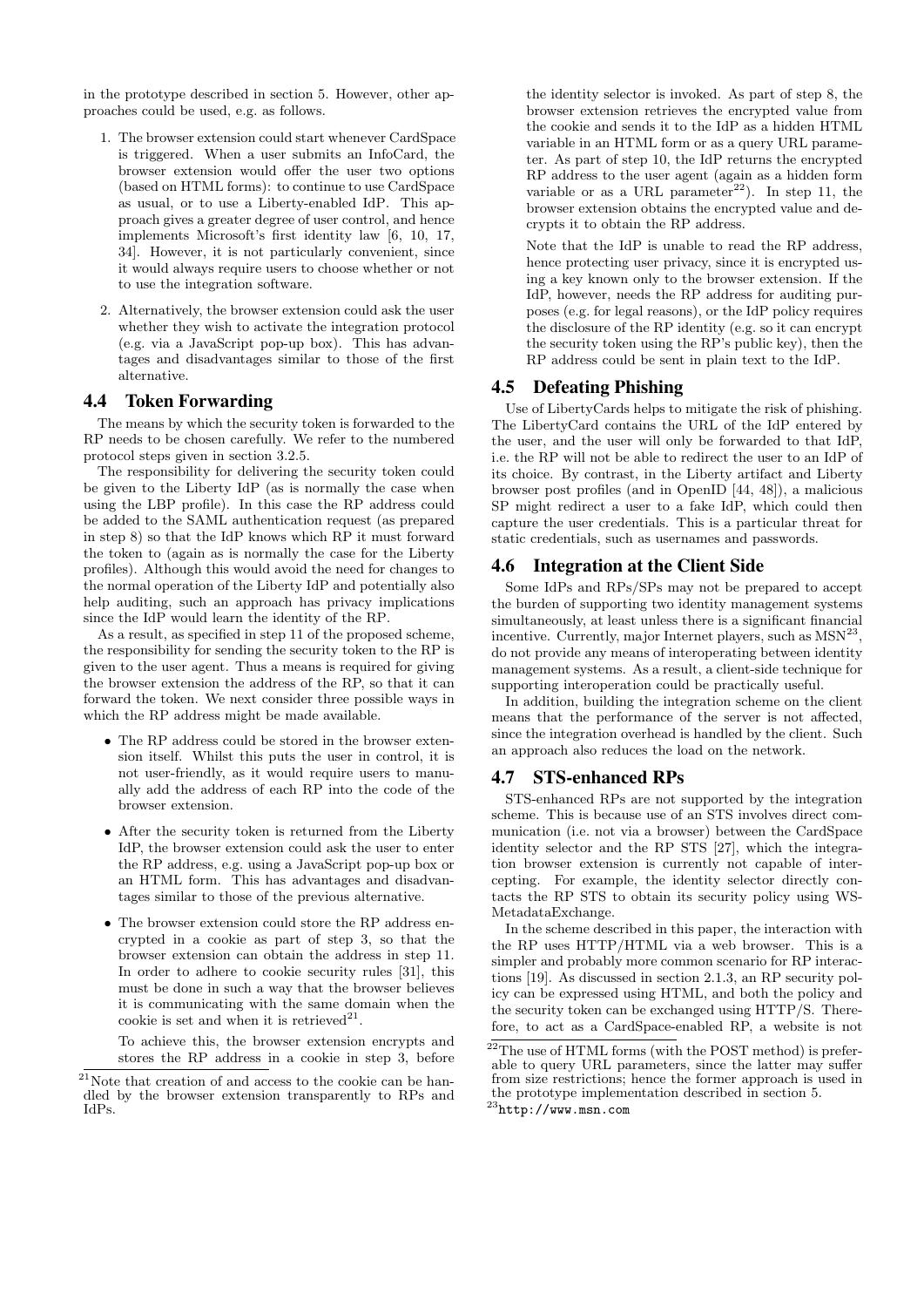in the prototype described in section 5. However, other approaches could be used, e.g. as follows.

1. The browser extension could start whenever CardSpace is triggered. When a user submits an InfoCard, the browser extension would offer the user two options (based on HTML forms): to continue to use CardSpace as usual, or to use a Liberty-enabled IdP. This approach gives a greater degree of user control, and hence implements Microsoft's first identity law [6, 10, 17, 34]. However, it is not particularly convenient, since it would always require users to choose whether or not to use the integration software.
2. Alternatively, the browser extension could ask the user whether they wish to activate the integration protocol (e.g. via a JavaScript pop-up box). This has advantages and disadvantages similar to those of the first alternative.

## 4.4 Token Forwarding

The means by which the security token is forwarded to the RP needs to be chosen carefully. We refer to the numbered protocol steps given in section 3.2.5.

The responsibility for delivering the security token could be given to the Liberty IdP (as is normally the case when using the LBP profile). In this case the RP address could be added to the SAML authentication request (as prepared in step 8) so that the IdP knows which RP it must forward the token to (again as is normally the case for the Liberty profiles). Although this would avoid the need for changes to the normal operation of the Liberty IdP and potentially also help auditing, such an approach has privacy implications since the IdP would learn the identity of the RP.

As a result, as specified in step 11 of the proposed scheme, the responsibility for sending the security token to the RP is given to the user agent. Thus a means is required for giving the browser extension the address of the RP, so that it can forward the token. We next consider three possible ways in which the RP address might be made available.

- The RP address could be stored in the browser extension itself. Whilst this puts the user in control, it is not user-friendly, as it would require users to manually add the address of each RP into the code of the browser extension.
- After the security token is returned from the Liberty IdP, the browser extension could ask the user to enter the RP address, e.g. using a JavaScript pop-up box or an HTML form. This has advantages and disadvantages similar to those of the previous alternative.
- The browser extension could store the RP address encrypted in a cookie as part of step 3, so that the browser extension can obtain the address in step 11. In order to adhere to cookie security rules [31], this must be done in such a way that the browser believes it is communicating with the same domain when the cookie is set and when it is retrieved[21].

  To achieve this, the browser extension encrypts and stores the RP address in a cookie in step 3, before the identity selector is invoked. As part of step 8, the browser extension retrieves the encrypted value from the cookie and sends it to the IdP as a hidden HTML variable in an HTML form or as a query URL parameter. As part of step 10, the IdP returns the encrypted RP address to the user agent (again as a hidden form variable or as a URL parameter[22]). In step 11, the browser extension obtains the encrypted value and decrypts it to obtain the RP address.

  Note that the IdP is unable to read the RP address, hence protecting user privacy, since it is encrypted using a key known only to the browser extension. If the IdP, however, needs the RP address for auditing purposes (e.g. for legal reasons), or the IdP policy requires the disclosure of the RP identity (e.g. so it can encrypt the security token using the RP's public key), then the RP address could be sent in plain text to the IdP.

## 4.5 Defeating Phishing

Use of LibertyCards helps to mitigate the risk of phishing. The LibertyCard contains the URL of the IdP entered by the user, and the user will only be forwarded to that IdP, i.e. the RP will not be able to redirect the user to an IdP of its choice. By contrast, in the Liberty artifact and Liberty browser post profiles (and in OpenID [44, 48]), a malicious SP might redirect a user to a fake IdP, which could then capture the user credentials. This is a particular threat for static credentials, such as usernames and passwords.

## 4.6 Integration at the Client Side

Some IdPs and RPs/SPs may not be prepared to accept the burden of supporting two identity management systems simultaneously, at least unless there is a significant financial incentive. Currently, major Internet players, such as MSN[23], do not provide any means of interoperating between identity management systems. As a result, a client-side technique for supporting interoperation could be practically useful.

In addition, building the integration scheme on the client means that the performance of the server is not affected, since the integration overhead is handled by the client. Such an approach also reduces the load on the network.

## 4.7 STS-enhanced RPs

STS-enhanced RPs are not supported by the integration scheme. This is because use of an STS involves direct communication (i.e. not via a browser) between the CardSpace identity selector and the RP STS [27], which the integration browser extension is currently not capable of intercepting. For example, the identity selector directly contacts the RP STS to obtain its security policy using WS-MetadataExchange.

In the scheme described in this paper, the interaction with the RP uses HTTP/HTML via a web browser. This is a simpler and probably more common scenario for RP interactions [19]. As discussed in section 2.1.3, an RP security policy can be expressed using HTML, and both the policy and the security token can be exchanged using HTTP/S. Therefore, to act as a CardSpace-enabled RP, a website is not

[21]Note that creation of and access to the cookie can be handled by the browser extension transparently to RPs and IdPs.

[22]The use of HTML forms (with the POST method) is preferable to query URL parameters, since the latter may suffer from size restrictions; hence the former approach is used in the prototype implementation described in section 5.

[23]http://www.msn.com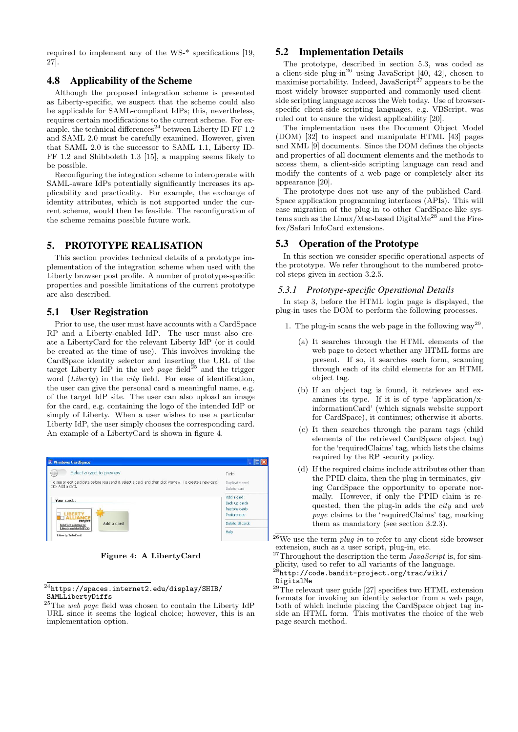required to implement any of the WS-* specifications [19, 27].

### 4.8 Applicability of the Scheme

Although the proposed integration scheme is presented as Liberty-specific, we suspect that the scheme could also be applicable for SAML-compliant IdPs; this, nevertheless, requires certain modifications to the current scheme. For example, the technical differences[24] between Liberty ID-FF 1.2 and SAML 2.0 must be carefully examined. However, given that SAML 2.0 is the successor to SAML 1.1, Liberty ID-FF 1.2 and Shibboleth 1.3 [15], a mapping seems likely to be possible.

Reconfiguring the integration scheme to interoperate with SAML-aware IdPs potentially significantly increases its applicability and practicality. For example, the exchange of identity attributes, which is not supported under the current scheme, would then be feasible. The reconfiguration of the scheme remains possible future work.

## 5. PROTOTYPE REALISATION

This section provides technical details of a prototype implementation of the integration scheme when used with the Liberty browser post profile. A number of prototype-specific properties and possible limitations of the current prototype are also described.

### 5.1 User Registration

Prior to use, the user must have accounts with a CardSpace RP and a Liberty-enabled IdP. The user must also create a LibertyCard for the relevant Liberty IdP (or it could be created at the time of use). This involves invoking the CardSpace identity selector and inserting the URL of the target Liberty IdP in the *web page* field[25] and the trigger word (*Liberty*) in the *city* field. For ease of identification, the user can give the personal card a meaningful name, e.g. of the target IdP site. The user can also upload an image for the card, e.g. containing the logo of the intended IdP or simply of Liberty. When a user wishes to use a particular Liberty IdP, the user simply chooses the corresponding card. An example of a LibertyCard is shown in figure 4.

**Figure 4: A LibertyCard**

### 5.2 Implementation Details

The prototype, described in section 5.3, was coded as a client-side plug-in[26] using JavaScript [40, 42], chosen to maximise portability. Indeed, JavaScript[27] appears to be the most widely browser-supported and commonly used client-side scripting language across the Web today. Use of browser-specific client-side scripting languages, e.g. VBScript, was ruled out to ensure the widest applicability [20].

The implementation uses the Document Object Model (DOM) [32] to inspect and manipulate HTML [43] pages and XML [9] documents. Since the DOM defines the objects and properties of all document elements and the methods to access them, a client-side scripting language can read and modify the contents of a web page or completely alter its appearance [20].

The prototype does not use any of the published CardSpace application programming interfaces (APIs). This will ease migration of the plug-in to other CardSpace-like systems such as the Linux/Mac-based DigitalMe[28] and the Firefox/Safari InfoCard extensions.

### 5.3 Operation of the Prototype

In this section we consider specific operational aspects of the prototype. We refer throughout to the numbered protocol steps given in section 3.2.5.

#### 5.3.1 Prototype-specific Operational Details

In step 3, before the HTML login page is displayed, the plug-in uses the DOM to perform the following processes.

1. The plug-in scans the web page in the following way[29].
   (a) It searches through the HTML elements of the web page to detect whether any HTML forms are present. If so, it searches each form, scanning through each of its child elements for an HTML object tag.
   (b) If an object tag is found, it retrieves and examines its type. If it is of type 'application/x-informationCard' (which signals website support for CardSpace), it continues; otherwise it aborts.
   (c) It then searches through the param tags (child elements of the retrieved CardSpace object tag) for the 'requiredClaims' tag, which lists the claims required by the RP security policy.
   (d) If the required claims include attributes other than the PPID claim, then the plug-in terminates, giving CardSpace the opportunity to operate normally. However, if only the PPID claim is requested, then the plug-in adds the *city* and *web page* claims to the 'requiredClaims' tag, marking them as mandatory (see section 3.2.3).

---

[24] `https://spaces.internet2.edu/display/SHIB/SAMLLibertyDiffs`

[25] The *web page* field was chosen to contain the Liberty IdP URL since it seems the logical choice; however, this is an implementation option.

[26] We use the term *plug-in* to refer to any client-side browser extension, such as a user script, plug-in, etc.

[27] Throughout the description the term *JavaScript* is, for simplicity, used to refer to all variants of the language.

[28] `http://code.bandit-project.org/trac/wiki/DigitalMe`

[29] The relevant user guide [27] specifies two HTML extension formats for invoking an identity selector from a web page, both of which include placing the CardSpace object tag inside an HTML form. This motivates the choice of the web page search method.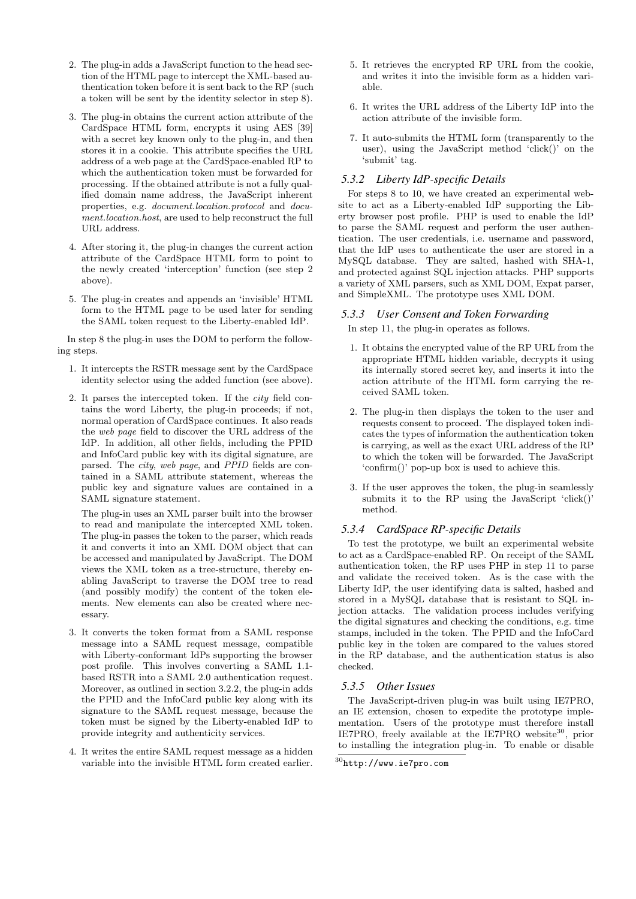2. The plug-in adds a JavaScript function to the head section of the HTML page to intercept the XML-based authentication token before it is sent back to the RP (such a token will be sent by the identity selector in step 8).

3. The plug-in obtains the current action attribute of the CardSpace HTML form, encrypts it using AES [39] with a secret key known only to the plug-in, and then stores it in a cookie. This attribute specifies the URL address of a web page at the CardSpace-enabled RP to which the authentication token must be forwarded for processing. If the obtained attribute is not a fully qualified domain name address, the JavaScript inherent properties, e.g. *document.location.protocol* and *document.location.host*, are used to help reconstruct the full URL address.

4. After storing it, the plug-in changes the current action attribute of the CardSpace HTML form to point to the newly created 'interception' function (see step 2 above).

5. The plug-in creates and appends an 'invisible' HTML form to the HTML page to be used later for sending the SAML token request to the Liberty-enabled IdP.

In step 8 the plug-in uses the DOM to perform the following steps.

1. It intercepts the RSTR message sent by the CardSpace identity selector using the added function (see above).

2. It parses the intercepted token. If the *city* field contains the word Liberty, the plug-in proceeds; if not, normal operation of CardSpace continues. It also reads the *web page* field to discover the URL address of the IdP. In addition, all other fields, including the PPID and InfoCard public key with its digital signature, are parsed. The *city*, *web page*, and *PPID* fields are contained in a SAML attribute statement, whereas the public key and signature values are contained in a SAML signature statement.

   The plug-in uses an XML parser built into the browser to read and manipulate the intercepted XML token. The plug-in passes the token to the parser, which reads it and converts it into an XML DOM object that can be accessed and manipulated by JavaScript. The DOM views the XML token as a tree-structure, thereby enabling JavaScript to traverse the DOM tree to read (and possibly modify) the content of the token elements. New elements can also be created where necessary.

3. It converts the token format from a SAML response message into a SAML request message, compatible with Liberty-conformant IdPs supporting the browser post profile. This involves converting a SAML 1.1-based RSTR into a SAML 2.0 authentication request. Moreover, as outlined in section 3.2.2, the plug-in adds the PPID and the InfoCard public key along with its signature to the SAML request message, because the token must be signed by the Liberty-enabled IdP to provide integrity and authenticity services.

4. It writes the entire SAML request message as a hidden variable into the invisible HTML form created earlier.

5. It retrieves the encrypted RP URL from the cookie, and writes it into the invisible form as a hidden variable.

6. It writes the URL address of the Liberty IdP into the action attribute of the invisible form.

7. It auto-submits the HTML form (transparently to the user), using the JavaScript method 'click()' on the 'submit' tag.

### 5.3.2 Liberty IdP-specific Details

For steps 8 to 10, we have created an experimental website to act as a Liberty-enabled IdP supporting the Liberty browser post profile. PHP is used to enable the IdP to parse the SAML request and perform the user authentication. The user credentials, i.e. username and password, that the IdP uses to authenticate the user are stored in a MySQL database. They are salted, hashed with SHA-1, and protected against SQL injection attacks. PHP supports a variety of XML parsers, such as XML DOM, Expat parser, and SimpleXML. The prototype uses XML DOM.

### 5.3.3 User Consent and Token Forwarding

In step 11, the plug-in operates as follows.

1. It obtains the encrypted value of the RP URL from the appropriate HTML hidden variable, decrypts it using its internally stored secret key, and inserts it into the action attribute of the HTML form carrying the received SAML token.

2. The plug-in then displays the token to the user and requests consent to proceed. The displayed token indicates the types of information the authentication token is carrying, as well as the exact URL address of the RP to which the token will be forwarded. The JavaScript 'confirm()' pop-up box is used to achieve this.

3. If the user approves the token, the plug-in seamlessly submits it to the RP using the JavaScript 'click()' method.

### 5.3.4 CardSpace RP-specific Details

To test the prototype, we built an experimental website to act as a CardSpace-enabled RP. On receipt of the SAML authentication token, the RP uses PHP in step 11 to parse and validate the received token. As is the case with the Liberty IdP, the user identifying data is salted, hashed and stored in a MySQL database that is resistant to SQL injection attacks. The validation process includes verifying the digital signatures and checking the conditions, e.g. time stamps, included in the token. The PPID and the InfoCard public key in the token are compared to the values stored in the RP database, and the authentication status is also checked.

### 5.3.5 Other Issues

The JavaScript-driven plug-in was built using IE7PRO, an IE extension, chosen to expedite the prototype implementation. Users of the prototype must therefore install IE7PRO, freely available at the IE7PRO website[30], prior to installing the integration plug-in. To enable or disable

[30] http://www.ie7pro.com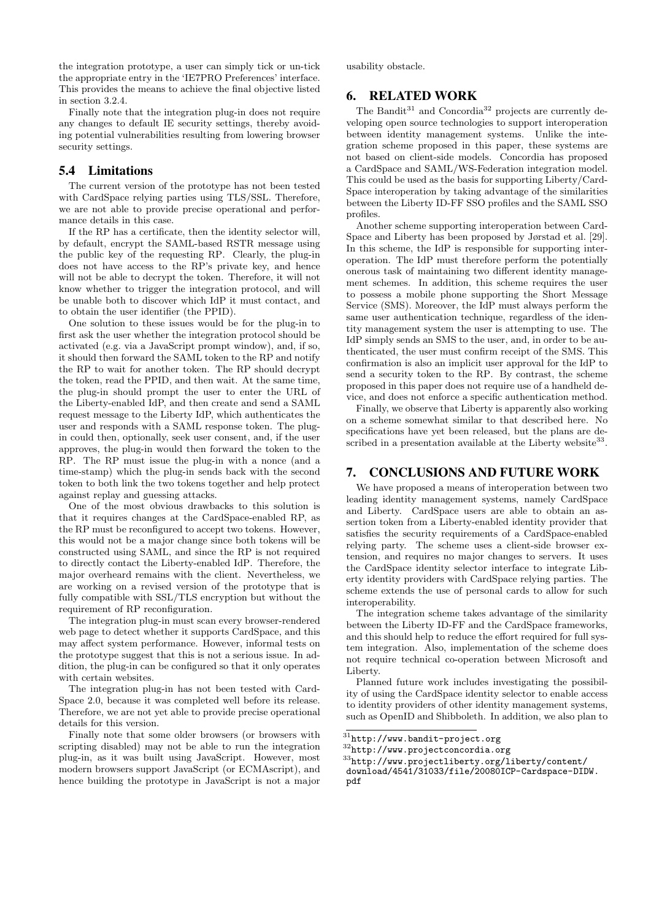the integration prototype, a user can simply tick or un-tick the appropriate entry in the 'IE7PRO Preferences' interface. This provides the means to achieve the final objective listed in section 3.2.4.

Finally note that the integration plug-in does not require any changes to default IE security settings, thereby avoiding potential vulnerabilities resulting from lowering browser security settings.

## 5.4 Limitations

The current version of the prototype has not been tested with CardSpace relying parties using TLS/SSL. Therefore, we are not able to provide precise operational and performance details in this case.

If the RP has a certificate, then the identity selector will, by default, encrypt the SAML-based RSTR message using the public key of the requesting RP. Clearly, the plug-in does not have access to the RP's private key, and hence will not be able to decrypt the token. Therefore, it will not know whether to trigger the integration protocol, and will be unable both to discover which IdP it must contact, and to obtain the user identifier (the PPID).

One solution to these issues would be for the plug-in to first ask the user whether the integration protocol should be activated (e.g. via a JavaScript prompt window), and, if so, it should then forward the SAML token to the RP and notify the RP to wait for another token. The RP should decrypt the token, read the PPID, and then wait. At the same time, the plug-in should prompt the user to enter the URL of the Liberty-enabled IdP, and then create and send a SAML request message to the Liberty IdP, which authenticates the user and responds with a SAML response token. The plug-in could then, optionally, seek user consent, and, if the user approves, the plug-in would then forward the token to the RP. The RP must issue the plug-in with a nonce (and a time-stamp) which the plug-in sends back with the second token to both link the two tokens together and help protect against replay and guessing attacks.

One of the most obvious drawbacks to this solution is that it requires changes at the CardSpace-enabled RP, as the RP must be reconfigured to accept two tokens. However, this would not be a major change since both tokens will be constructed using SAML, and since the RP is not required to directly contact the Liberty-enabled IdP. Therefore, the major overheard remains with the client. Nevertheless, we are working on a revised version of the prototype that is fully compatible with SSL/TLS encryption but without the requirement of RP reconfiguration.

The integration plug-in must scan every browser-rendered web page to detect whether it supports CardSpace, and this may affect system performance. However, informal tests on the prototype suggest that this is not a serious issue. In addition, the plug-in can be configured so that it only operates with certain websites.

The integration plug-in has not been tested with CardSpace 2.0, because it was completed well before its release. Therefore, we are not yet able to provide precise operational details for this version.

Finally note that some older browsers (or browsers with scripting disabled) may not be able to run the integration plug-in, as it was built using JavaScript. However, most modern browsers support JavaScript (or ECMAscript), and hence building the prototype in JavaScript is not a major usability obstacle.

# 6. RELATED WORK

The Bandit[31] and Concordia[32] projects are currently developing open source technologies to support interoperation between identity management systems. Unlike the integration scheme proposed in this paper, these systems are not based on client-side models. Concordia has proposed a CardSpace and SAML/WS-Federation integration model. This could be used as the basis for supporting Liberty/CardSpace interoperation by taking advantage of the similarities between the Liberty ID-FF SSO profiles and the SAML SSO profiles.

Another scheme supporting interoperation between CardSpace and Liberty has been proposed by Jørstad et al. [29]. In this scheme, the IdP is responsible for supporting interoperation. The IdP must therefore perform the potentially onerous task of maintaining two different identity management schemes. In addition, this scheme requires the user to possess a mobile phone supporting the Short Message Service (SMS). Moreover, the IdP must always perform the same user authentication technique, regardless of the identity management system the user is attempting to use. The IdP simply sends an SMS to the user, and, in order to be authenticated, the user must confirm receipt of the SMS. This confirmation is also an implicit user approval for the IdP to send a security token to the RP. By contrast, the scheme proposed in this paper does not require use of a handheld device, and does not enforce a specific authentication method.

Finally, we observe that Liberty is apparently also working on a scheme somewhat similar to that described here. No specifications have yet been released, but the plans are described in a presentation available at the Liberty website[33].

# 7. CONCLUSIONS AND FUTURE WORK

We have proposed a means of interoperation between two leading identity management systems, namely CardSpace and Liberty. CardSpace users are able to obtain an assertion token from a Liberty-enabled identity provider that satisfies the security requirements of a CardSpace-enabled relying party. The scheme uses a client-side browser extension, and requires no major changes to servers. It uses the CardSpace identity selector interface to integrate Liberty identity providers with CardSpace relying parties. The scheme extends the use of personal cards to allow for such interoperability.

The integration scheme takes advantage of the similarity between the Liberty ID-FF and the CardSpace frameworks, and this should help to reduce the effort required for full system integration. Also, implementation of the scheme does not require technical co-operation between Microsoft and Liberty.

Planned future work includes investigating the possibility of using the CardSpace identity selector to enable access to identity providers of other identity management systems, such as OpenID and Shibboleth. In addition, we also plan to

[31] http://www.bandit-project.org

[32] http://www.projectconcordia.org

[33] http://www.projectliberty.org/liberty/content/download/4541/31033/file/20080ICP-Cardspace-DIDW.pdf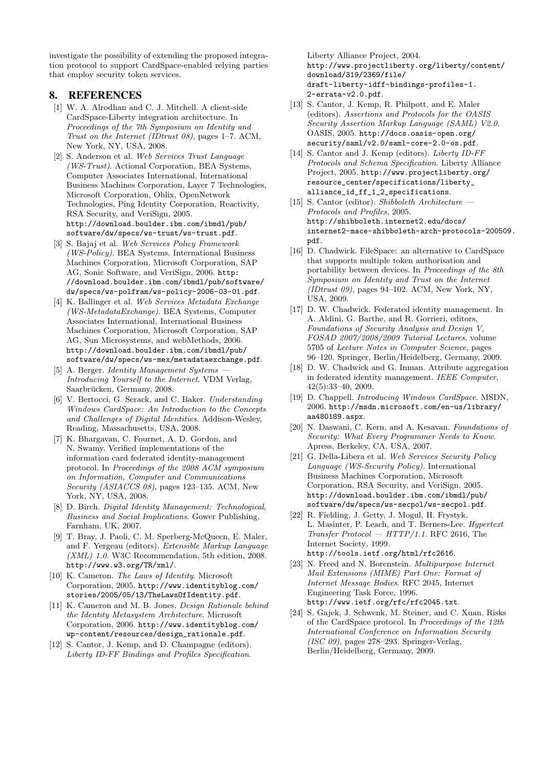investigate the possibility of extending the proposed integration protocol to support CardSpace-enabled relying parties that employ security token services.

## 8. REFERENCES

[1] W. A. Alrodhan and C. J. Mitchell. A client-side CardSpace-Liberty integration architecture. In *Proceedings of the 7th Symposium on Identity and Trust on the Internet (IDtrust 08)*, pages 1–7. ACM, New York, NY, USA, 2008.

[2] S. Anderson et al. *Web Services Trust Language (WS-Trust)*. Actional Corporation, BEA Systems, Computer Associates International, International Business Machines Corporation, Layer 7 Technologies, Microsoft Corporation, Oblix, OpenNetwork Technologies, Ping Identity Corporation, Reactivity, RSA Security, and VeriSign, 2005. http://download.boulder.ibm.com/ibmdl/pub/software/dw/specs/ws-trust/ws-trust.pdf.

[3] S. Bajaj et al. *Web Services Policy Framework (WS-Policy)*. BEA Systems, International Business Machines Corporation, Microsoft Corporation, SAP AG, Sonic Software, and VeriSign, 2006. http://download.boulder.ibm.com/ibmdl/pub/software/dw/specs/ws-polfram/ws-policy-2006-03-01.pdf.

[4] K. Ballinger et al. *Web Services Metadata Exchange (WS-MetadataExchange)*. BEA Systems, Computer Associates International, International Business Machines Corporation, Microsoft Corporation, SAP AG, Sun Microsystems, and webMethods, 2006. http://download.boulder.ibm.com/ibmdl/pub/software/dw/specs/ws-mex/metadataexchange.pdf.

[5] A. Berger. *Identity Management Systems — Introducing Yourself to the Internet*. VDM Verlag, Saarbrücken, Germany, 2008.

[6] V. Bertocci, G. Serack, and C. Baker. *Understanding Windows CardSpace: An Introduction to the Concepts and Challenges of Digital Identities*. Addison-Wesley, Reading, Massachusetts, USA, 2008.

[7] K. Bhargavan, C. Fournet, A. D. Gordon, and N. Swamy. Verified implementations of the information card federated identity-management protocol. In *Proceedings of the 2008 ACM symposium on Information, Computer and Communications Security (ASIACCS 08)*, pages 123–135. ACM, New York, NY, USA, 2008.

[8] D. Birch. *Digital Identity Management: Technological, Business and Social Implications*. Gower Publishing, Farnham, UK, 2007.

[9] T. Bray, J. Paoli, C. M. Sperberg-McQueen, E. Maler, and F. Yergeau (editors). *Extensible Markup Language (XML) 1.0*. W3C Recommendation, 5th edition, 2008. http://www.w3.org/TR/xml/.

[10] K. Cameron. *The Laws of Identity*. Microsoft Corporation, 2005. http://www.identityblog.com/stories/2005/05/13/TheLawsOfIdentity.pdf.

[11] K. Cameron and M. B. Jones. *Design Rationale behind the Identity Metasystem Architecture*. Microsoft Corporation, 2006. http://www.identityblog.com/wp-content/resources/design_rationale.pdf.

[12] S. Cantor, J. Kemp, and D. Champagne (editors). *Liberty ID-FF Bindings and Profiles Specification*. Liberty Alliance Project, 2004. http://www.projectliberty.org/liberty/content/download/319/2369/file/draft-liberty-idff-bindings-profiles-1.2-errata-v2.0.pdf.

[13] S. Cantor, J. Kemp, R. Philpott, and E. Maler (editors). *Assertions and Protocols for the OASIS Security Assertion Markup Language (SAML) V2.0*. OASIS, 2005. http://docs.oasis-open.org/security/saml/v2.0/saml-core-2.0-os.pdf.

[14] S. Cantor and J. Kemp (editors). *Liberty ID-FF Protocols and Schema Specification*. Liberty Alliance Project, 2005. http://www.projectliberty.org/resource_center/specifications/liberty_alliance_id_ff_1_2_specifications.

[15] S. Cantor (editor). *Shibboleth Architecture — Protocols and Profiles*, 2005. http://shibboleth.internet2.edu/docs/internet2-mace-shibboleth-arch-protocols-200509.pdf.

[16] D. Chadwick. FileSpace: an alternative to CardSpace that supports multiple token authorisation and portability between devices. In *Proceedings of the 8th Symposium on Identity and Trust on the Internet (IDtrust 09)*, pages 94–102. ACM, New York, NY, USA, 2009.

[17] D. W. Chadwick. Federated identity management. In A. Aldini, G. Barthe, and R. Gorrieri, editors, *Foundations of Security Analysis and Design V, FOSAD 2007/2008/2009 Tutorial Lectures*, volume 5705 of *Lecture Notes in Computer Science*, pages 96–120. Springer, Berlin/Heidelberg, Germany, 2009.

[18] D. W. Chadwick and G. Inman. Attribute aggregation in federated identity management. *IEEE Computer*, 42(5):33–40, 2009.

[19] D. Chappell. *Introducing Windows CardSpace*. MSDN, 2006. http://msdn.microsoft.com/en-us/library/aa480189.aspx.

[20] N. Daswani, C. Kern, and A. Kesavan. *Foundations of Security: What Every Programmer Needs to Know*. Apress, Berkeley, CA, USA, 2007.

[21] G. Della-Libera et al. *Web Services Security Policy Language (WS-Security Policy)*. International Business Machines Corporation, Microsoft Corporation, RSA Security, and VeriSign, 2005. http://download.boulder.ibm.com/ibmdl/pub/software/dw/specs/ws-secpol/ws-secpol.pdf.

[22] R. Fielding, J. Getty, J. Mogul, H. Frystyk, L. Masinter, P. Leach, and T. Berners-Lee. *Hypertext Transfer Protocol — HTTP/1.1*. RFC 2616, The Internet Society, 1999. http://tools.ietf.org/html/rfc2616.

[23] N. Freed and N. Borenstein. *Multipurpose Internet Mail Extensions (MIME) Part One: Format of Internet Message Bodies*. RFC 2045, Internet Engineering Task Force, 1996. http://www.ietf.org/rfc/rfc2045.txt.

[24] S. Gajek, J. Schwenk, M. Steiner, and C. Xuan. Risks of the CardSpace protocol. In *Proceedings of the 12th International Conference on Information Security (ISC 09)*, pages 278–293. Springer-Verlag, Berlin/Heidelberg, Germany, 2009.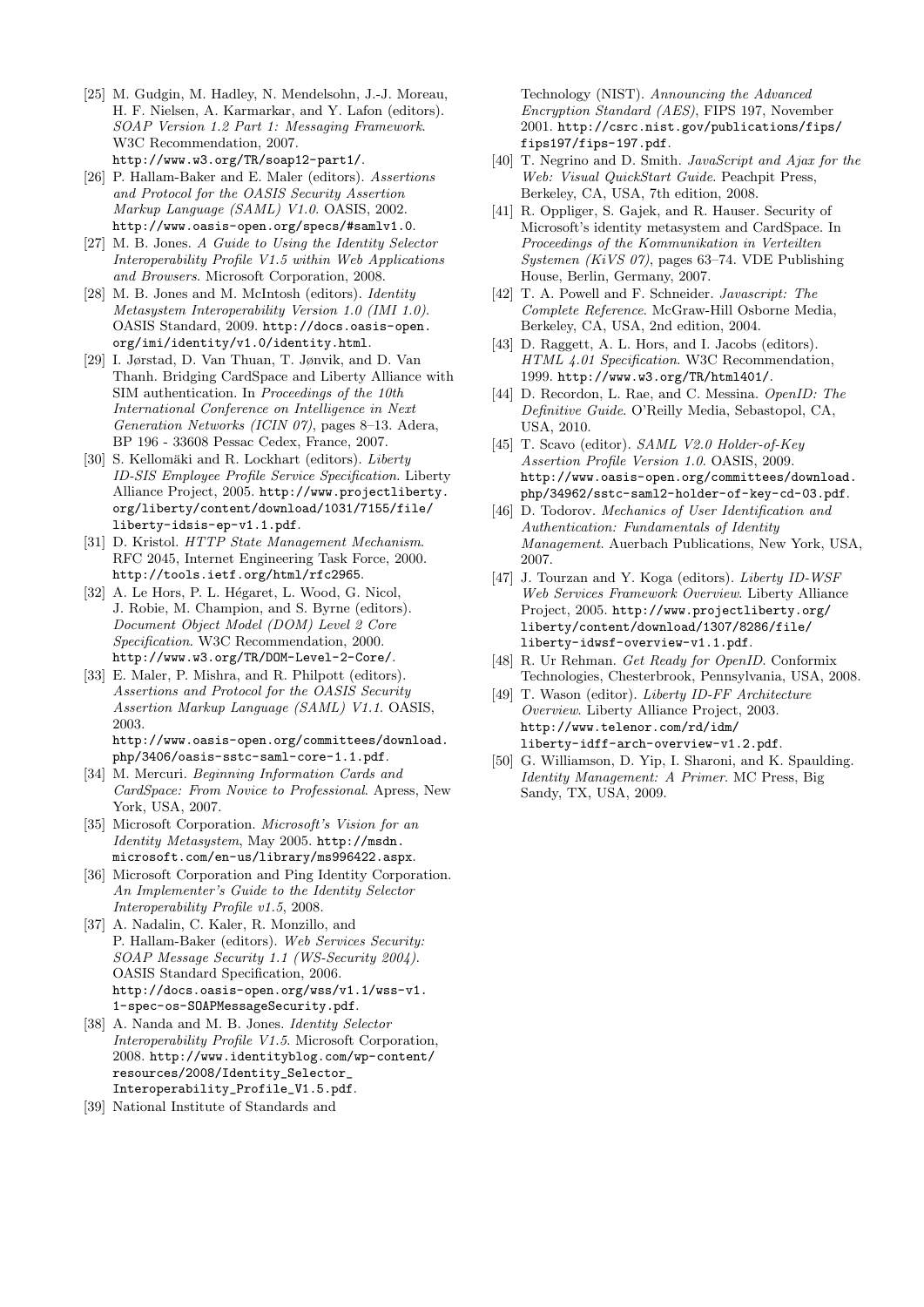[25] M. Gudgin, M. Hadley, N. Mendelsohn, J.-J. Moreau, H. F. Nielsen, A. Karmarkar, and Y. Lafon (editors). *SOAP Version 1.2 Part 1: Messaging Framework*. W3C Recommendation, 2007. http://www.w3.org/TR/soap12-part1/.

[26] P. Hallam-Baker and E. Maler (editors). *Assertions and Protocol for the OASIS Security Assertion Markup Language (SAML) V1.0*. OASIS, 2002. http://www.oasis-open.org/specs/#samlv1.0.

[27] M. B. Jones. *A Guide to Using the Identity Selector Interoperability Profile V1.5 within Web Applications and Browsers*. Microsoft Corporation, 2008.

[28] M. B. Jones and M. McIntosh (editors). *Identity Metasystem Interoperability Version 1.0 (IMI 1.0)*. OASIS Standard, 2009. http://docs.oasis-open.org/imi/identity/v1.0/identity.html.

[29] I. Jørstad, D. Van Thuan, T. Jønvik, and D. Van Thanh. Bridging CardSpace and Liberty Alliance with SIM authentication. In *Proceedings of the 10th International Conference on Intelligence in Next Generation Networks (ICIN 07)*, pages 8–13. Adera, BP 196 - 33608 Pessac Cedex, France, 2007.

[30] S. Kellomäki and R. Lockhart (editors). *Liberty ID-SIS Employee Profile Service Specification*. Liberty Alliance Project, 2005. http://www.projectliberty.org/liberty/content/download/1031/7155/file/liberty-idsis-ep-v1.1.pdf.

[31] D. Kristol. *HTTP State Management Mechanism*. RFC 2045, Internet Engineering Task Force, 2000. http://tools.ietf.org/html/rfc2965.

[32] A. Le Hors, P. L. Hégaret, L. Wood, G. Nicol, J. Robie, M. Champion, and S. Byrne (editors). *Document Object Model (DOM) Level 2 Core Specification*. W3C Recommendation, 2000. http://www.w3.org/TR/DOM-Level-2-Core/.

[33] E. Maler, P. Mishra, and R. Philpott (editors). *Assertions and Protocol for the OASIS Security Assertion Markup Language (SAML) V1.1*. OASIS, 2003. http://www.oasis-open.org/committees/download.php/3406/oasis-sstc-saml-core-1.1.pdf.

[34] M. Mercuri. *Beginning Information Cards and CardSpace: From Novice to Professional*. Apress, New York, USA, 2007.

[35] Microsoft Corporation. *Microsoft's Vision for an Identity Metasystem*, May 2005. http://msdn.microsoft.com/en-us/library/ms996422.aspx.

[36] Microsoft Corporation and Ping Identity Corporation. *An Implementer's Guide to the Identity Selector Interoperability Profile v1.5*, 2008.

[37] A. Nadalin, C. Kaler, R. Monzillo, and P. Hallam-Baker (editors). *Web Services Security: SOAP Message Security 1.1 (WS-Security 2004)*. OASIS Standard Specification, 2006. http://docs.oasis-open.org/wss/v1.1/wss-v1.1-spec-os-SOAPMessageSecurity.pdf.

[38] A. Nanda and M. B. Jones. *Identity Selector Interoperability Profile V1.5*. Microsoft Corporation, 2008. http://www.identityblog.com/wp-content/resources/2008/Identity_Selector_Interoperability_Profile_V1.5.pdf.

[39] National Institute of Standards and Technology (NIST). *Announcing the Advanced Encryption Standard (AES)*, FIPS 197, November 2001. http://csrc.nist.gov/publications/fips/fips197/fips-197.pdf.

[40] T. Negrino and D. Smith. *JavaScript and Ajax for the Web: Visual QuickStart Guide*. Peachpit Press, Berkeley, CA, USA, 7th edition, 2008.

[41] R. Oppliger, S. Gajek, and R. Hauser. Security of Microsoft's identity metasystem and CardSpace. In *Proceedings of the Kommunikation in Verteilten Systemen (KiVS 07)*, pages 63–74. VDE Publishing House, Berlin, Germany, 2007.

[42] T. A. Powell and F. Schneider. *Javascript: The Complete Reference*. McGraw-Hill Osborne Media, Berkeley, CA, USA, 2nd edition, 2004.

[43] D. Raggett, A. L. Hors, and I. Jacobs (editors). *HTML 4.01 Specification*. W3C Recommendation, 1999. http://www.w3.org/TR/html401/.

[44] D. Recordon, L. Rae, and C. Messina. *OpenID: The Definitive Guide*. O'Reilly Media, Sebastopol, CA, USA, 2010.

[45] T. Scavo (editor). *SAML V2.0 Holder-of-Key Assertion Profile Version 1.0*. OASIS, 2009. http://www.oasis-open.org/committees/download.php/34962/sstc-saml2-holder-of-key-cd-03.pdf.

[46] D. Todorov. *Mechanics of User Identification and Authentication: Fundamentals of Identity Management*. Auerbach Publications, New York, USA, 2007.

[47] J. Tourzan and Y. Koga (editors). *Liberty ID-WSF Web Services Framework Overview*. Liberty Alliance Project, 2005. http://www.projectliberty.org/liberty/content/download/1307/8286/file/liberty-idwsf-overview-v1.1.pdf.

[48] R. Ur Rehman. *Get Ready for OpenID*. Conformix Technologies, Chesterbrook, Pennsylvania, USA, 2008.

[49] T. Wason (editor). *Liberty ID-FF Architecture Overview*. Liberty Alliance Project, 2003. http://www.telenor.com/rd/idm/liberty-idff-arch-overview-v1.2.pdf.

[50] G. Williamson, D. Yip, I. Sharoni, and K. Spaulding. *Identity Management: A Primer*. MC Press, Big Sandy, TX, USA, 2009.